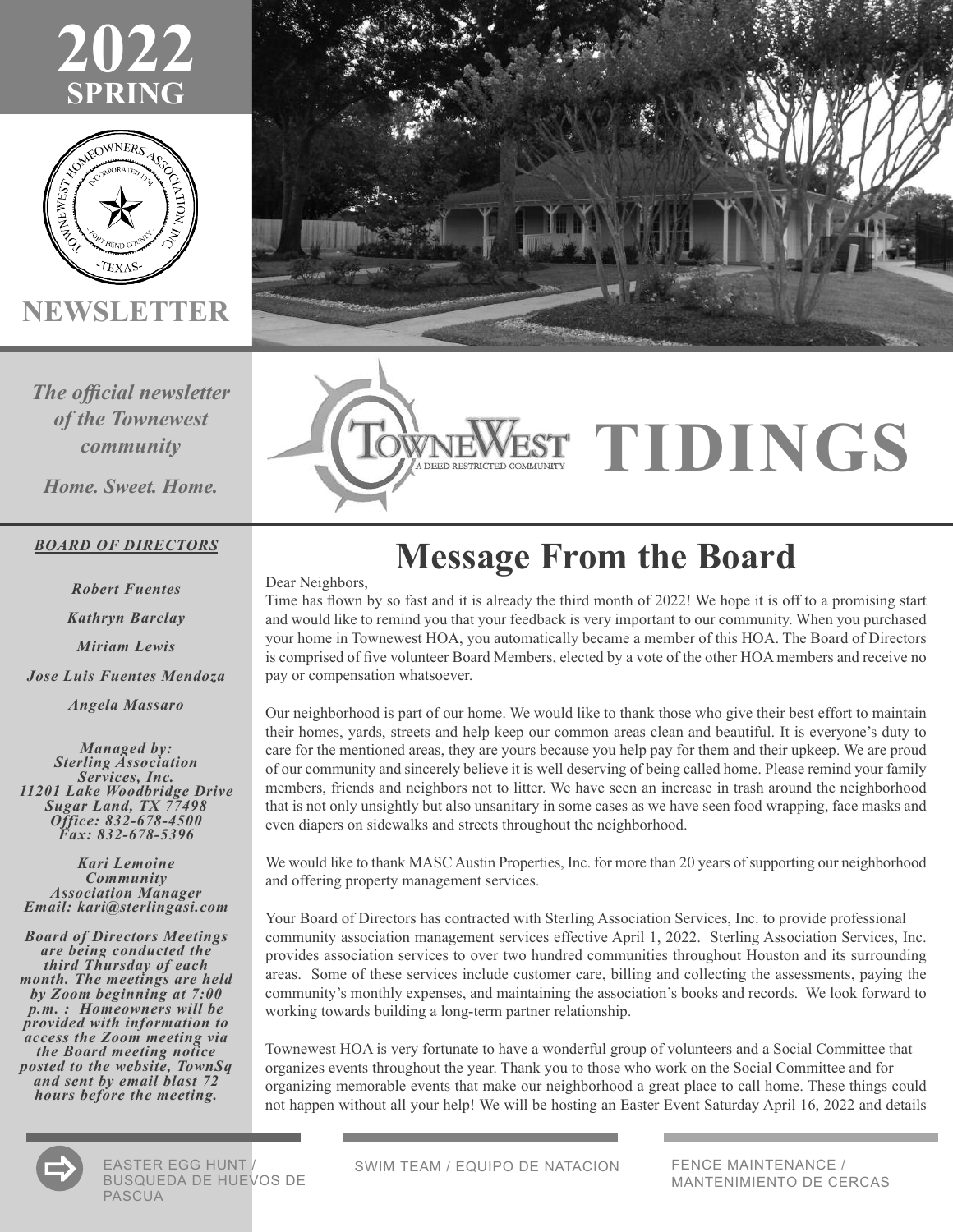# 2022 SPRING

NEWSLETTER

*The official newsletter of the Townewest community*

*Home. Sweet. Home.*

# TOWNEWEST TIDINGS

A DEED RESTRICTED COMMUNITY

***BOARD OF DIRECTORS***

*Robert Fuentes*

*Kathryn Barclay*

*Miriam Lewis*

*Jose Luis Fuentes Mendoza*

*Angela Massaro*

*Managed by:*
*Sterling Association Services, Inc.*
*11201 Lake Woodbridge Drive*
*Sugar Land, TX 77498*
*Office: 832-678-4500*
*Fax: 832-678-5396*

*Kari Lemoine*
*Community Association Manager*
*Email: kari@sterlingasi.com*

*Board of Directors Meetings are being conducted the third Thursday of each month. The meetings are held by Zoom beginning at 7:00 p.m. : Homeowners will be provided with information to access the Zoom meeting via the Board meeting notice posted to the website, TownSq and sent by email blast 72 hours before the meeting.*

## Message From the Board

Dear Neighbors,

Time has flown by so fast and it is already the third month of 2022! We hope it is off to a promising start and would like to remind you that your feedback is very important to our community. When you purchased your home in Townewest HOA, you automatically became a member of this HOA. The Board of Directors is comprised of five volunteer Board Members, elected by a vote of the other HOA members and receive no pay or compensation whatsoever.

Our neighborhood is part of our home. We would like to thank those who give their best effort to maintain their homes, yards, streets and help keep our common areas clean and beautiful. It is everyone's duty to care for the mentioned areas, they are yours because you help pay for them and their upkeep. We are proud of our community and sincerely believe it is well deserving of being called home. Please remind your family members, friends and neighbors not to litter. We have seen an increase in trash around the neighborhood that is not only unsightly but also unsanitary in some cases as we have seen food wrapping, face masks and even diapers on sidewalks and streets throughout the neighborhood.

We would like to thank MASC Austin Properties, Inc. for more than 20 years of supporting our neighborhood and offering property management services.

Your Board of Directors has contracted with Sterling Association Services, Inc. to provide professional community association management services effective April 1, 2022. Sterling Association Services, Inc. provides association services to over two hundred communities throughout Houston and its surrounding areas. Some of these services include customer care, billing and collecting the assessments, paying the community's monthly expenses, and maintaining the association's books and records. We look forward to working towards building a long-term partner relationship.

Townewest HOA is very fortunate to have a wonderful group of volunteers and a Social Committee that organizes events throughout the year. Thank you to those who work on the Social Committee and for organizing memorable events that make our neighborhood a great place to call home. These things could not happen without all your help! We will be hosting an Easter Event Saturday April 16, 2022 and details

EASTER EGG HUNT / BUSQUEDA DE HUEVOS DE PASCUA

SWIM TEAM / EQUIPO DE NATACION

FENCE MAINTENANCE / MANTENIMIENTO DE CERCAS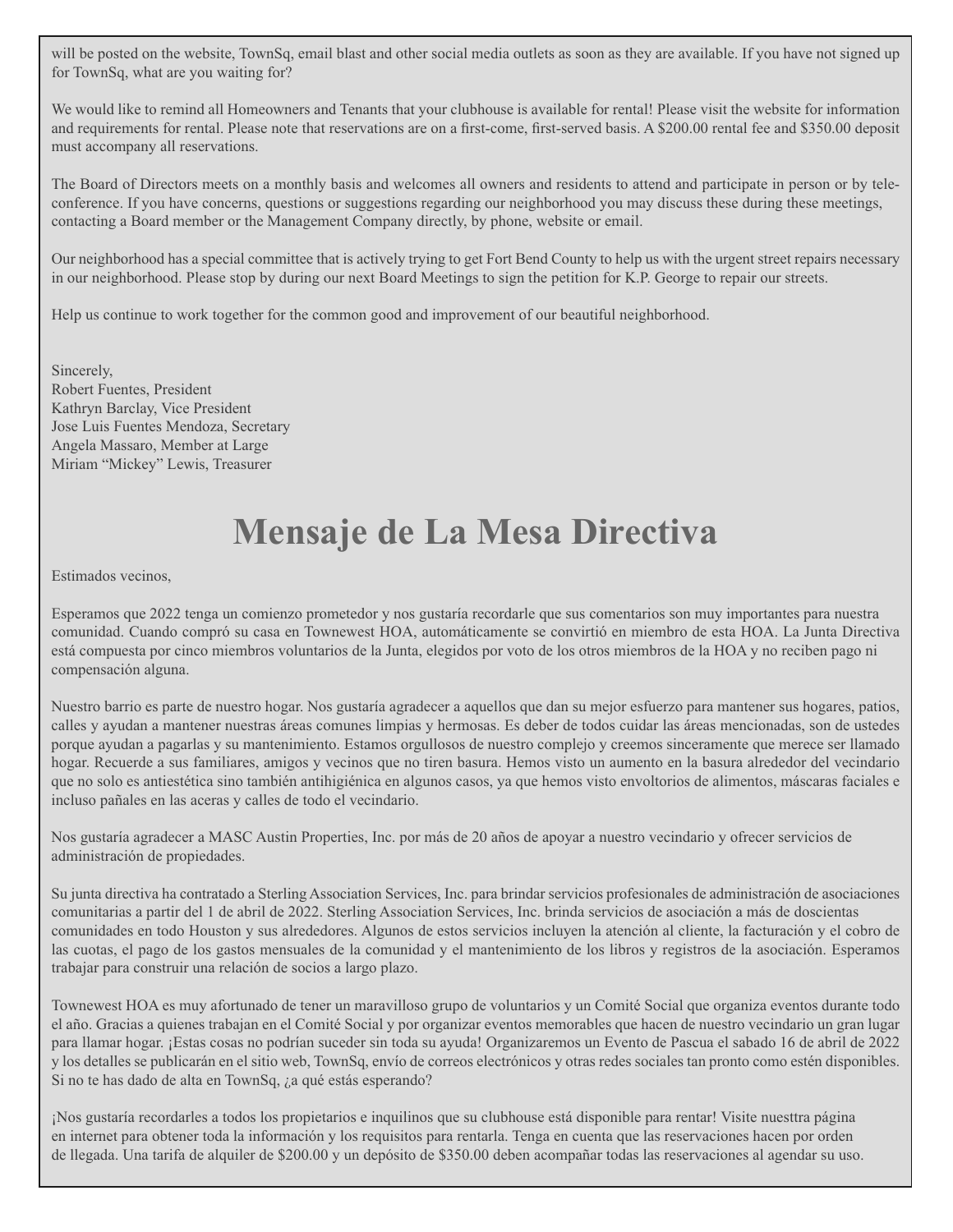will be posted on the website, TownSq, email blast and other social media outlets as soon as they are available. If you have not signed up for TownSq, what are you waiting for?

We would like to remind all Homeowners and Tenants that your clubhouse is available for rental! Please visit the website for information and requirements for rental. Please note that reservations are on a first-come, first-served basis. A $200.00 rental fee and $350.00 deposit must accompany all reservations.

The Board of Directors meets on a monthly basis and welcomes all owners and residents to attend and participate in person or by tele-conference. If you have concerns, questions or suggestions regarding our neighborhood you may discuss these during these meetings, contacting a Board member or the Management Company directly, by phone, website or email.

Our neighborhood has a special committee that is actively trying to get Fort Bend County to help us with the urgent street repairs necessary in our neighborhood. Please stop by during our next Board Meetings to sign the petition for K.P. George to repair our streets.

Help us continue to work together for the common good and improvement of our beautiful neighborhood.

Sincerely,
Robert Fuentes, President
Kathryn Barclay, Vice President
Jose Luis Fuentes Mendoza, Secretary
Angela Massaro, Member at Large
Miriam "Mickey" Lewis, Treasurer

# Mensaje de La Mesa Directiva

Estimados vecinos,

Esperamos que 2022 tenga un comienzo prometedor y nos gustaría recordarle que sus comentarios son muy importantes para nuestra comunidad. Cuando compró su casa en Townewest HOA, automáticamente se convirtió en miembro de esta HOA. La Junta Directiva está compuesta por cinco miembros voluntarios de la Junta, elegidos por voto de los otros miembros de la HOA y no reciben pago ni compensación alguna.

Nuestro barrio es parte de nuestro hogar. Nos gustaría agradecer a aquellos que dan su mejor esfuerzo para mantener sus hogares, patios, calles y ayudan a mantener nuestras áreas comunes limpias y hermosas. Es deber de todos cuidar las áreas mencionadas, son de ustedes porque ayudan a pagarlas y su mantenimiento. Estamos orgullosos de nuestro complejo y creemos sinceramente que merece ser llamado hogar. Recuerde a sus familiares, amigos y vecinos que no tiren basura. Hemos visto un aumento en la basura alrededor del vecindario que no solo es antiestética sino también antihigiénica en algunos casos, ya que hemos visto envoltorios de alimentos, máscaras faciales e incluso pañales en las aceras y calles de todo el vecindario.

Nos gustaría agradecer a MASC Austin Properties, Inc. por más de 20 años de apoyar a nuestro vecindario y ofrecer servicios de administración de propiedades.

Su junta directiva ha contratado a Sterling Association Services, Inc. para brindar servicios profesionales de administración de asociaciones comunitarias a partir del 1 de abril de 2022. Sterling Association Services, Inc. brinda servicios de asociación a más de doscientas comunidades en todo Houston y sus alrededores. Algunos de estos servicios incluyen la atención al cliente, la facturación y el cobro de las cuotas, el pago de los gastos mensuales de la comunidad y el mantenimiento de los libros y registros de la asociación. Esperamos trabajar para construir una relación de socios a largo plazo.

Townewest HOA es muy afortunado de tener un maravilloso grupo de voluntarios y un Comité Social que organiza eventos durante todo el año. Gracias a quienes trabajan en el Comité Social y por organizar eventos memorables que hacen de nuestro vecindario un gran lugar para llamar hogar. ¡Estas cosas no podrían suceder sin toda su ayuda! Organizaremos un Evento de Pascua el sabado 16 de abril de 2022 y los detalles se publicarán en el sitio web, TownSq, envío de correos electrónicos y otras redes sociales tan pronto como estén disponibles. Si no te has dado de alta en TownSq, ¿a qué estás esperando?

¡Nos gustaría recordarles a todos los propietarios e inquilinos que su clubhouse está disponible para rentar! Visite nuesttra página en internet para obtener toda la información y los requisitos para rentarla. Tenga en cuenta que las reservaciones hacen por orden de llegada. Una tarifa de alquiler de $200.00 y un depósito de $350.00 deben acompañar todas las reservaciones al agendar su uso.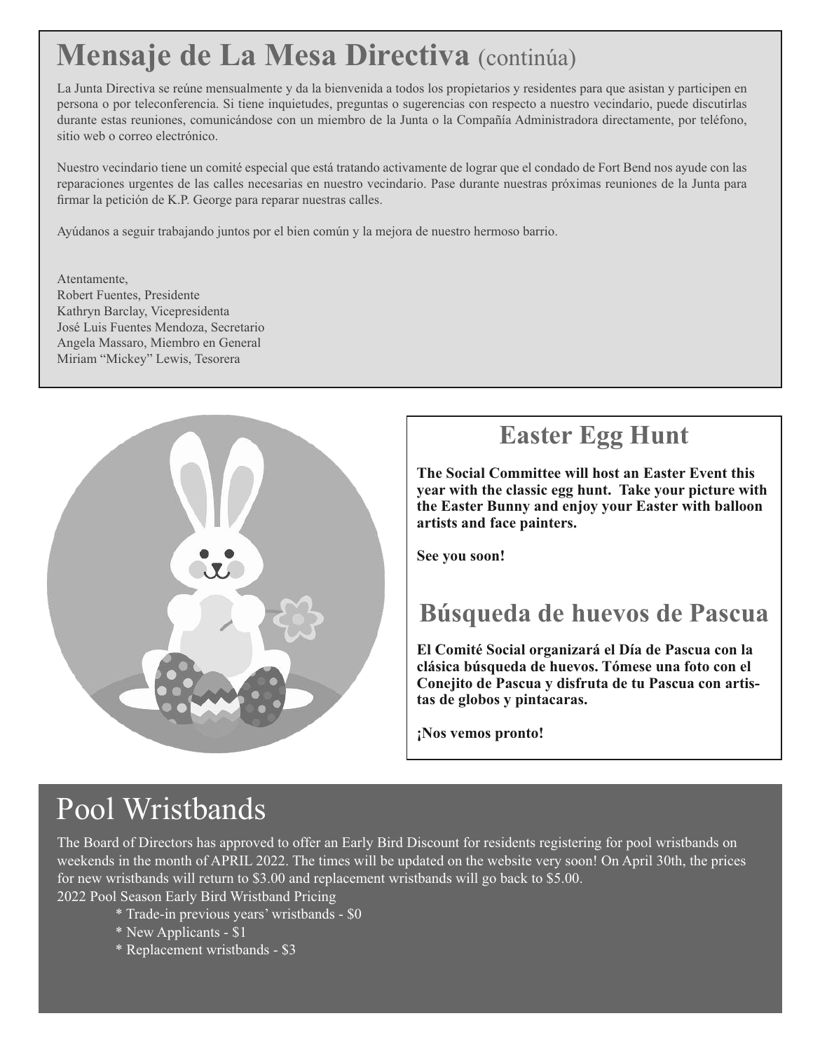# Mensaje de La Mesa Directiva (continúa)

La Junta Directiva se reúne mensualmente y da la bienvenida a todos los propietarios y residentes para que asistan y participen en persona o por teleconferencia. Si tiene inquietudes, preguntas o sugerencias con respecto a nuestro vecindario, puede discutirlas durante estas reuniones, comunicándose con un miembro de la Junta o la Compañía Administradora directamente, por teléfono, sitio web o correo electrónico.

Nuestro vecindario tiene un comité especial que está tratando activamente de lograr que el condado de Fort Bend nos ayude con las reparaciones urgentes de las calles necesarias en nuestro vecindario. Pase durante nuestras próximas reuniones de la Junta para firmar la petición de K.P. George para reparar nuestras calles.

Ayúdanos a seguir trabajando juntos por el bien común y la mejora de nuestro hermoso barrio.

Atentamente,
Robert Fuentes, Presidente
Kathryn Barclay, Vicepresidenta
José Luis Fuentes Mendoza, Secretario
Angela Massaro, Miembro en General
Miriam "Mickey" Lewis, Tesorera

## Easter Egg Hunt

**The Social Committee will host an Easter Event this year with the classic egg hunt. Take your picture with the Easter Bunny and enjoy your Easter with balloon artists and face painters.**

**See you soon!**

## Búsqueda de huevos de Pascua

**El Comité Social organizará el Día de Pascua con la clásica búsqueda de huevos. Tómese una foto con el Conejito de Pascua y disfruta de tu Pascua con artistas de globos y pintacaras.**

**¡Nos vemos pronto!**

# Pool Wristbands

The Board of Directors has approved to offer an Early Bird Discount for residents registering for pool wristbands on weekends in the month of APRIL 2022. The times will be updated on the website very soon! On April 30th, the prices for new wristbands will return to $3.00 and replacement wristbands will go back to $5.00.

2022 Pool Season Early Bird Wristband Pricing

- Trade-in previous years' wristbands - $0
- New Applicants - $1
- Replacement wristbands - $3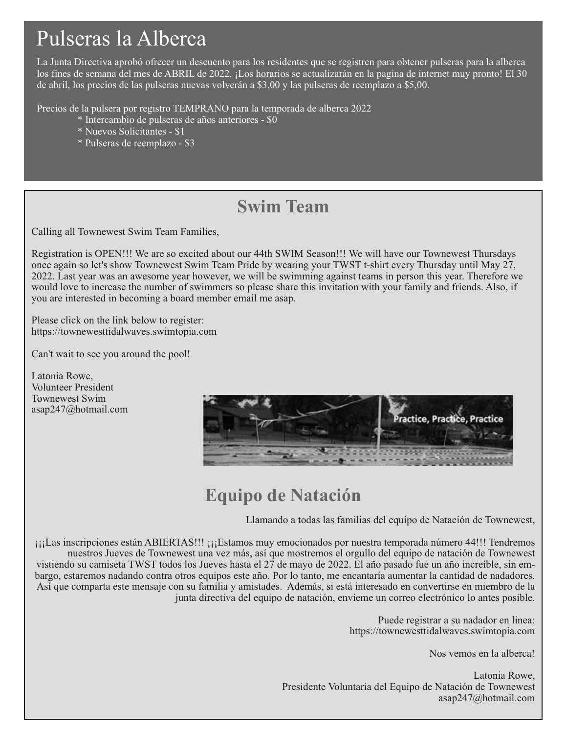# Pulseras la Alberca

La Junta Directiva aprobó ofrecer un descuento para los residentes que se registren para obtener pulseras para la alberca los fines de semana del mes de ABRIL de 2022. ¡Los horarios se actualizarán en la pagina de internet muy pronto! El 30 de abril, los precios de las pulseras nuevas volverán a $3,00 y las pulseras de reemplazo a $5,00.

Precios de la pulsera por registro TEMPRANO para la temporada de alberca 2022

* Intercambio de pulseras de años anteriores - $0
* Nuevos Solicitantes - $1
* Pulseras de reemplazo - $3

## Swim Team

Calling all Townewest Swim Team Families,

Registration is OPEN!!! We are so excited about our 44th SWIM Season!!! We will have our Townewest Thursdays once again so let's show Townewest Swim Team Pride by wearing your TWST t-shirt every Thursday until May 27, 2022. Last year was an awesome year however, we will be swimming against teams in person this year. Therefore we would love to increase the number of swimmers so please share this invitation with your family and friends. Also, if you are interested in becoming a board member email me asap.

Please click on the link below to register:
https://townewesttidalwaves.swimtopia.com

Can't wait to see you around the pool!

Latonia Rowe,
Volunteer President
Townewest Swim
asap247@hotmail.com

Practice, Practice, Practice

## Equipo de Natación

Llamando a todas las familias del equipo de Natación de Townewest,

¡¡¡Las inscripciones están ABIERTAS!!! ¡¡¡Estamos muy emocionados por nuestra temporada número 44!!! Tendremos nuestros Jueves de Townewest una vez más, así que mostremos el orgullo del equipo de natación de Townewest vistiendo su camiseta TWST todos los Jueves hasta el 27 de mayo de 2022. El año pasado fue un año increíble, sin embargo, estaremos nadando contra otros equipos este año. Por lo tanto, me encantaría aumentar la cantidad de nadadores. Así que comparta este mensaje con su familia y amistades. Además, si está interesado en convertirse en miembro de la junta directiva del equipo de natación, envíeme un correo electrónico lo antes posible.

Puede registrar a su nadador en linea:
https://townewesttidalwaves.swimtopia.com

Nos vemos en la alberca!

Latonia Rowe,
Presidente Voluntaria del Equipo de Natación de Townewest
asap247@hotmail.com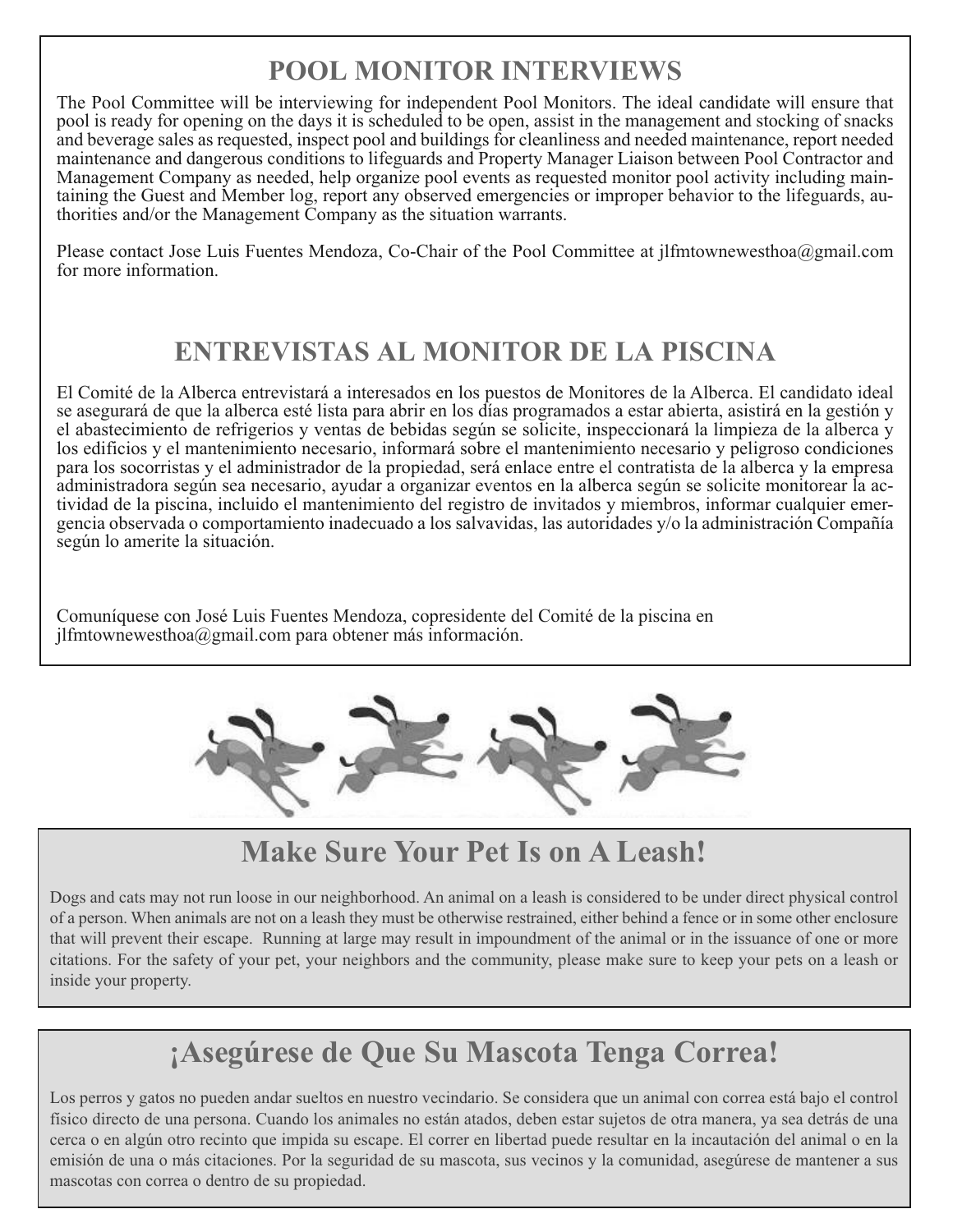## POOL MONITOR INTERVIEWS

The Pool Committee will be interviewing for independent Pool Monitors. The ideal candidate will ensure that pool is ready for opening on the days it is scheduled to be open, assist in the management and stocking of snacks and beverage sales as requested, inspect pool and buildings for cleanliness and needed maintenance, report needed maintenance and dangerous conditions to lifeguards and Property Manager Liaison between Pool Contractor and Management Company as needed, help organize pool events as requested monitor pool activity including maintaining the Guest and Member log, report any observed emergencies or improper behavior to the lifeguards, authorities and/or the Management Company as the situation warrants.

Please contact Jose Luis Fuentes Mendoza, Co-Chair of the Pool Committee at jlfmtownewesthoa@gmail.com for more information.

## ENTREVISTAS AL MONITOR DE LA PISCINA

El Comité de la Alberca entrevistará a interesados en los puestos de Monitores de la Alberca. El candidato ideal se asegurará de que la alberca esté lista para abrir en los días programados a estar abierta, asistirá en la gestión y el abastecimiento de refrigerios y ventas de bebidas según se solicite, inspeccionará la limpieza de la alberca y los edificios y el mantenimiento necesario, informará sobre el mantenimiento necesario y peligroso condiciones para los socorristas y el administrador de la propiedad, será enlace entre el contratista de la alberca y la empresa administradora según sea necesario, ayudar a organizar eventos en la alberca según se solicite monitorear la actividad de la piscina, incluido el mantenimiento del registro de invitados y miembros, informar cualquier emergencia observada o comportamiento inadecuado a los salvavidas, las autoridades y/o la administración Compañía según lo amerite la situación.

Comuníquese con José Luis Fuentes Mendoza, copresidente del Comité de la piscina en jlfmtownewesthoa@gmail.com para obtener más información.

## Make Sure Your Pet Is on A Leash!

Dogs and cats may not run loose in our neighborhood. An animal on a leash is considered to be under direct physical control of a person. When animals are not on a leash they must be otherwise restrained, either behind a fence or in some other enclosure that will prevent their escape. Running at large may result in impoundment of the animal or in the issuance of one or more citations. For the safety of your pet, your neighbors and the community, please make sure to keep your pets on a leash or inside your property.

## ¡Asegúrese de Que Su Mascota Tenga Correa!

Los perros y gatos no pueden andar sueltos en nuestro vecindario. Se considera que un animal con correa está bajo el control físico directo de una persona. Cuando los animales no están atados, deben estar sujetos de otra manera, ya sea detrás de una cerca o en algún otro recinto que impida su escape. El correr en libertad puede resultar en la incautación del animal o en la emisión de una o más citaciones. Por la seguridad de su mascota, sus vecinos y la comunidad, asegúrese de mantener a sus mascotas con correa o dentro de su propiedad.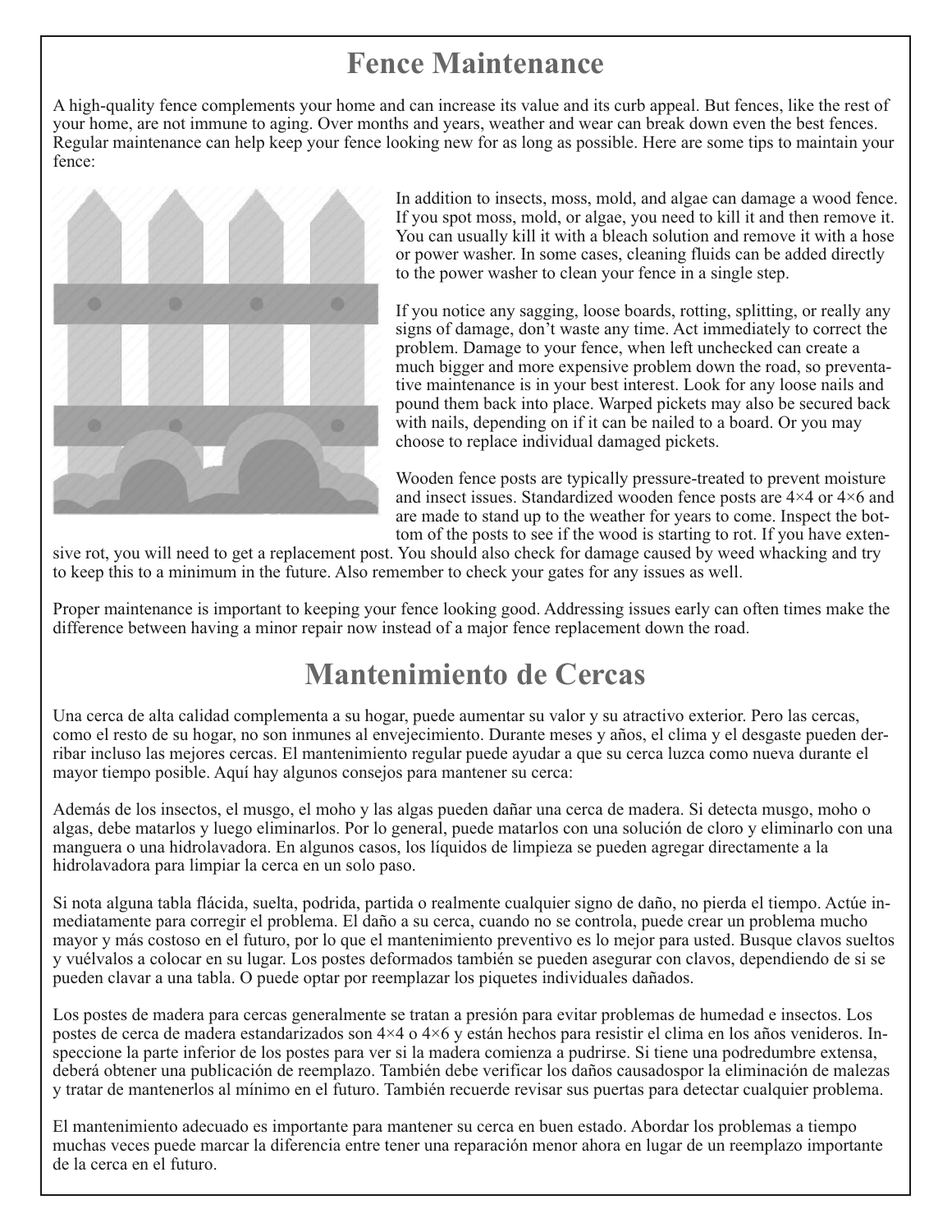# Fence Maintenance

A high-quality fence complements your home and can increase its value and its curb appeal. But fences, like the rest of your home, are not immune to aging. Over months and years, weather and wear can break down even the best fences. Regular maintenance can help keep your fence looking new for as long as possible. Here are some tips to maintain your fence:

In addition to insects, moss, mold, and algae can damage a wood fence. If you spot moss, mold, or algae, you need to kill it and then remove it. You can usually kill it with a bleach solution and remove it with a hose or power washer. In some cases, cleaning fluids can be added directly to the power washer to clean your fence in a single step.

If you notice any sagging, loose boards, rotting, splitting, or really any signs of damage, don't waste any time. Act immediately to correct the problem. Damage to your fence, when left unchecked can create a much bigger and more expensive problem down the road, so preventative maintenance is in your best interest. Look for any loose nails and pound them back into place. Warped pickets may also be secured back with nails, depending on if it can be nailed to a board. Or you may choose to replace individual damaged pickets.

Wooden fence posts are typically pressure-treated to prevent moisture and insect issues. Standardized wooden fence posts are 4×4 or 4×6 and are made to stand up to the weather for years to come. Inspect the bottom of the posts to see if the wood is starting to rot. If you have extensive rot, you will need to get a replacement post. You should also check for damage caused by weed whacking and try to keep this to a minimum in the future. Also remember to check your gates for any issues as well.

Proper maintenance is important to keeping your fence looking good. Addressing issues early can often times make the difference between having a minor repair now instead of a major fence replacement down the road.

# Mantenimiento de Cercas

Una cerca de alta calidad complementa a su hogar, puede aumentar su valor y su atractivo exterior. Pero las cercas, como el resto de su hogar, no son inmunes al envejecimiento. Durante meses y años, el clima y el desgaste pueden derribar incluso las mejores cercas. El mantenimiento regular puede ayudar a que su cerca luzca como nueva durante el mayor tiempo posible. Aquí hay algunos consejos para mantener su cerca:

Además de los insectos, el musgo, el moho y las algas pueden dañar una cerca de madera. Si detecta musgo, moho o algas, debe matarlos y luego eliminarlos. Por lo general, puede matarlos con una solución de cloro y eliminarlo con una manguera o una hidrolavadora. En algunos casos, los líquidos de limpieza se pueden agregar directamente a la hidrolavadora para limpiar la cerca en un solo paso.

Si nota alguna tabla flácida, suelta, podrida, partida o realmente cualquier signo de daño, no pierda el tiempo. Actúe inmediatamente para corregir el problema. El daño a su cerca, cuando no se controla, puede crear un problema mucho mayor y más costoso en el futuro, por lo que el mantenimiento preventivo es lo mejor para usted. Busque clavos sueltos y vuélvalos a colocar en su lugar. Los postes deformados también se pueden asegurar con clavos, dependiendo de si se pueden clavar a una tabla. O puede optar por reemplazar los piquetes individuales dañados.

Los postes de madera para cercas generalmente se tratan a presión para evitar problemas de humedad e insectos. Los postes de cerca de madera estandarizados son 4×4 o 4×6 y están hechos para resistir el clima en los años venideros. Inspeccione la parte inferior de los postes para ver si la madera comienza a pudrirse. Si tiene una podredumbre extensa, deberá obtener una publicación de reemplazo. También debe verificar los daños causadospor la eliminación de malezas y tratar de mantenerlos al mínimo en el futuro. También recuerde revisar sus puertas para detectar cualquier problema.

El mantenimiento adecuado es importante para mantener su cerca en buen estado. Abordar los problemas a tiempo muchas veces puede marcar la diferencia entre tener una reparación menor ahora en lugar de un reemplazo importante de la cerca en el futuro.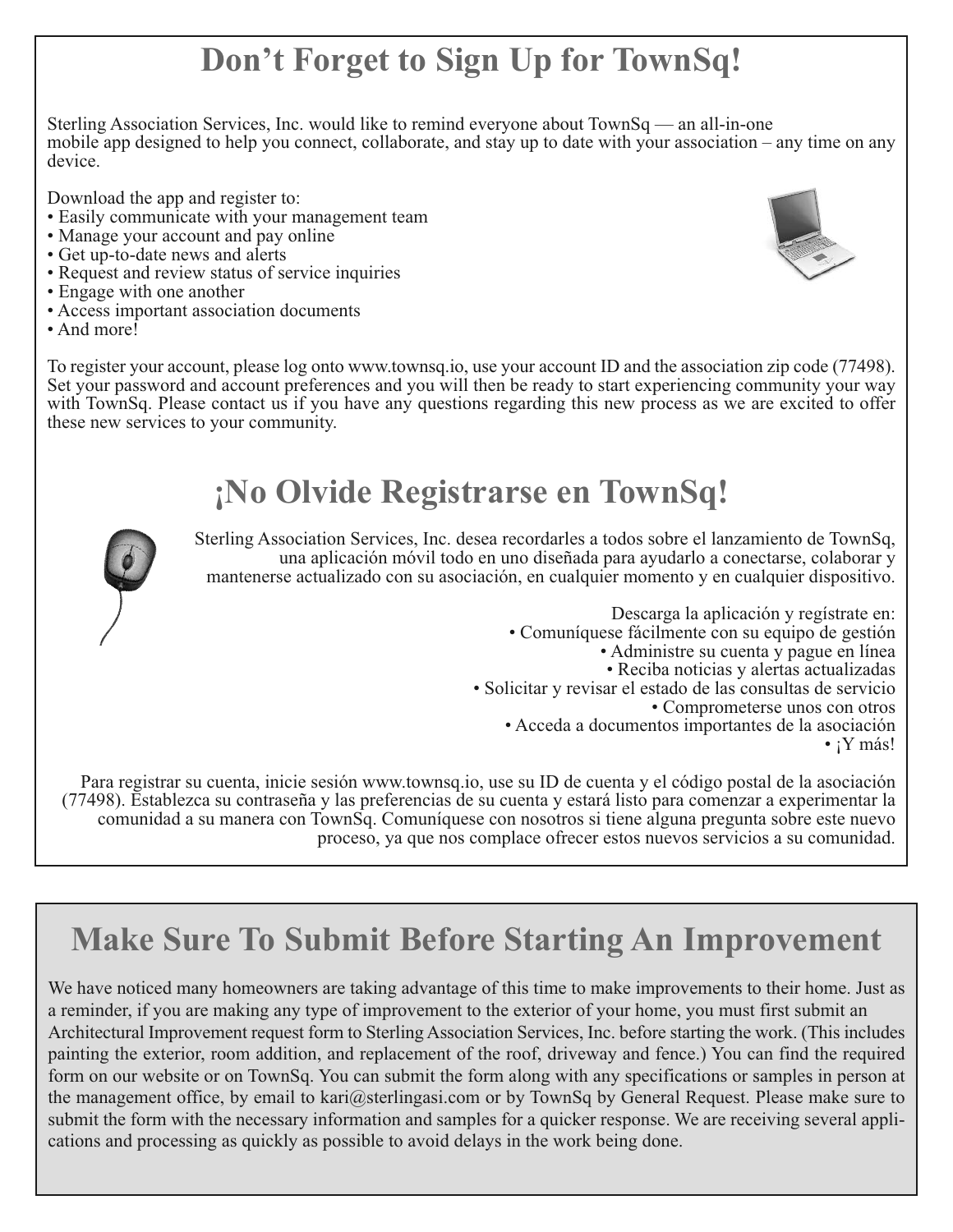# Don’t Forget to Sign Up for TownSq!

Sterling Association Services, Inc. would like to remind everyone about TownSq — an all-in-one mobile app designed to help you connect, collaborate, and stay up to date with your association – any time on any device.

Download the app and register to:
- Easily communicate with your management team
- Manage your account and pay online
- Get up-to-date news and alerts
- Request and review status of service inquiries
- Engage with one another
- Access important association documents
- And more!

To register your account, please log onto www.townsq.io, use your account ID and the association zip code (77498). Set your password and account preferences and you will then be ready to start experiencing community your way with TownSq. Please contact us if you have any questions regarding this new process as we are excited to offer these new services to your community.

# ¡No Olvide Registrarse en TownSq!

Sterling Association Services, Inc. desea recordarles a todos sobre el lanzamiento de TownSq, una aplicación móvil todo en uno diseñada para ayudarlo a conectarse, colaborar y mantenerse actualizado con su asociación, en cualquier momento y en cualquier dispositivo.

Descarga la aplicación y regístrate en:
- Comuníquese fácilmente con su equipo de gestión
- Administre su cuenta y pague en línea
- Reciba noticias y alertas actualizadas
- Solicitar y revisar el estado de las consultas de servicio
- Comprometerse unos con otros
- Acceda a documentos importantes de la asociación
- ¡Y más!

Para registrar su cuenta, inicie sesión www.townsq.io, use su ID de cuenta y el código postal de la asociación (77498). Establezca su contraseña y las preferencias de su cuenta y estará listo para comenzar a experimentar la comunidad a su manera con TownSq. Comuníquese con nosotros si tiene alguna pregunta sobre este nuevo proceso, ya que nos complace ofrecer estos nuevos servicios a su comunidad.

# Make Sure To Submit Before Starting An Improvement

We have noticed many homeowners are taking advantage of this time to make improvements to their home. Just as a reminder, if you are making any type of improvement to the exterior of your home, you must first submit an Architectural Improvement request form to Sterling Association Services, Inc. before starting the work. (This includes painting the exterior, room addition, and replacement of the roof, driveway and fence.) You can find the required form on our website or on TownSq. You can submit the form along with any specifications or samples in person at the management office, by email to kari@sterlingasi.com or by TownSq by General Request. Please make sure to submit the form with the necessary information and samples for a quicker response. We are receiving several applications and processing as quickly as possible to avoid delays in the work being done.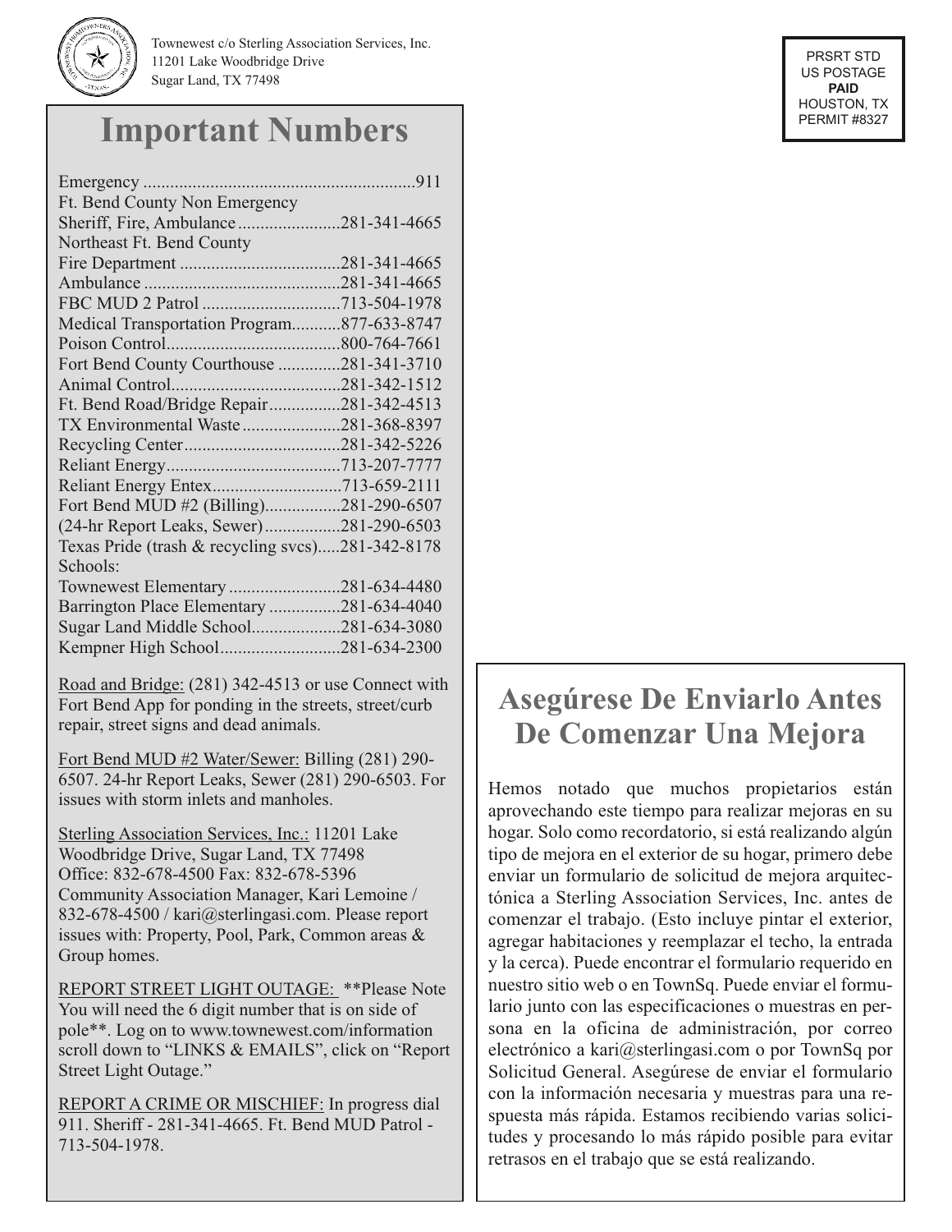Townewest c/o Sterling Association Services, Inc.
11201 Lake Woodbridge Drive
Sugar Land, TX 77498

PRSRT STD
US POSTAGE
**PAID**
HOUSTON, TX
PERMIT #8327

# Important Numbers

| | |
|---|---|
| Emergency | 911 |
| Ft. Bend County Non Emergency Sheriff, Fire, Ambulance | 281-341-4665 |
| Northeast Ft. Bend County Fire Department | 281-341-4665 |
| Ambulance | 281-341-4665 |
| FBC MUD 2 Patrol | 713-504-1978 |
| Medical Transportation Program | 877-633-8747 |
| Poison Control | 800-764-7661 |
| Fort Bend County Courthouse | 281-341-3710 |
| Animal Control | 281-342-1512 |
| Ft. Bend Road/Bridge Repair | 281-342-4513 |
| TX Environmental Waste | 281-368-8397 |
| Recycling Center | 281-342-5226 |
| Reliant Energy | 713-207-7777 |
| Reliant Energy Entex | 713-659-2111 |
| Fort Bend MUD #2 (Billing) | 281-290-6507 |
| (24-hr Report Leaks, Sewer) | 281-290-6503 |
| Texas Pride (trash & recycling svcs) | 281-342-8178 |
| Schools: | |
| Townewest Elementary | 281-634-4480 |
| Barrington Place Elementary | 281-634-4040 |
| Sugar Land Middle School | 281-634-3080 |
| Kempner High School | 281-634-2300 |

Road and Bridge: (281) 342-4513 or use Connect with Fort Bend App for ponding in the streets, street/curb repair, street signs and dead animals.

Fort Bend MUD #2 Water/Sewer: Billing (281) 290-6507. 24-hr Report Leaks, Sewer (281) 290-6503. For issues with storm inlets and manholes.

Sterling Association Services, Inc.: 11201 Lake Woodbridge Drive, Sugar Land, TX 77498
Office: 832-678-4500 Fax: 832-678-5396
Community Association Manager, Kari Lemoine / 832-678-4500 / kari@sterlingasi.com. Please report issues with: Property, Pool, Park, Common areas & Group homes.

REPORT STREET LIGHT OUTAGE: **Please Note You will need the 6 digit number that is on side of pole**. Log on to www.townewest.com/information scroll down to "LINKS & EMAILS", click on "Report Street Light Outage."

REPORT A CRIME OR MISCHIEF: In progress dial 911. Sheriff - 281-341-4665. Ft. Bend MUD Patrol - 713-504-1978.

## Asegúrese De Enviarlo Antes De Comenzar Una Mejora

Hemos notado que muchos propietarios están aprovechando este tiempo para realizar mejoras en su hogar. Solo como recordatorio, si está realizando algún tipo de mejora en el exterior de su hogar, primero debe enviar un formulario de solicitud de mejora arquitectónica a Sterling Association Services, Inc. antes de comenzar el trabajo. (Esto incluye pintar el exterior, agregar habitaciones y reemplazar el techo, la entrada y la cerca). Puede encontrar el formulario requerido en nuestro sitio web o en TownSq. Puede enviar el formulario junto con las especificaciones o muestras en persona en la oficina de administración, por correo electrónico a kari@sterlingasi.com o por TownSq por Solicitud General. Asegúrese de enviar el formulario con la información necesaria y muestras para una respuesta más rápida. Estamos recibiendo varias solicitudes y procesando lo más rápido posible para evitar retrasos en el trabajo que se está realizando.